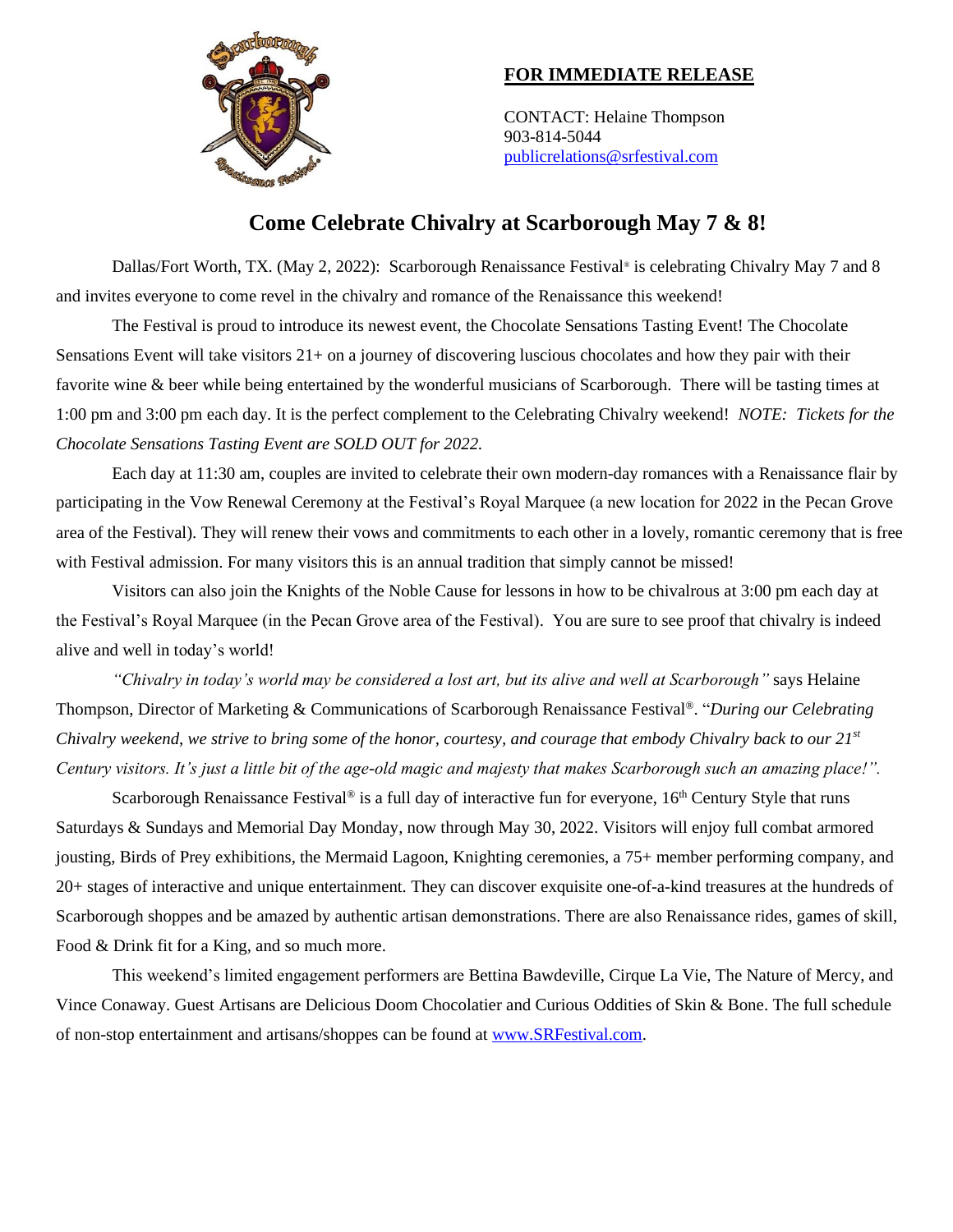**FOR IMMEDIATE RELEASE**

CONTACT: Helaine Thompson
903-814-5044
publicrelations@srfestival.com

## Come Celebrate Chivalry at Scarborough May 7 & 8!

Dallas/Fort Worth, TX. (May 2, 2022): Scarborough Renaissance Festival® is celebrating Chivalry May 7 and 8 and invites everyone to come revel in the chivalry and romance of the Renaissance this weekend!

The Festival is proud to introduce its newest event, the Chocolate Sensations Tasting Event! The Chocolate Sensations Event will take visitors 21+ on a journey of discovering luscious chocolates and how they pair with their favorite wine & beer while being entertained by the wonderful musicians of Scarborough. There will be tasting times at 1:00 pm and 3:00 pm each day. It is the perfect complement to the Celebrating Chivalry weekend! *NOTE: Tickets for the Chocolate Sensations Tasting Event are SOLD OUT for 2022.*

Each day at 11:30 am, couples are invited to celebrate their own modern-day romances with a Renaissance flair by participating in the Vow Renewal Ceremony at the Festival's Royal Marquee (a new location for 2022 in the Pecan Grove area of the Festival). They will renew their vows and commitments to each other in a lovely, romantic ceremony that is free with Festival admission. For many visitors this is an annual tradition that simply cannot be missed!

Visitors can also join the Knights of the Noble Cause for lessons in how to be chivalrous at 3:00 pm each day at the Festival's Royal Marquee (in the Pecan Grove area of the Festival). You are sure to see proof that chivalry is indeed alive and well in today's world!

*"Chivalry in today's world may be considered a lost art, but its alive and well at Scarborough"* says Helaine Thompson, Director of Marketing & Communications of Scarborough Renaissance Festival®. "*During our Celebrating Chivalry weekend, we strive to bring some of the honor, courtesy, and courage that embody Chivalry back to our 21st Century visitors. It's just a little bit of the age-old magic and majesty that makes Scarborough such an amazing place!".*

Scarborough Renaissance Festival® is a full day of interactive fun for everyone, 16th Century Style that runs Saturdays & Sundays and Memorial Day Monday, now through May 30, 2022. Visitors will enjoy full combat armored jousting, Birds of Prey exhibitions, the Mermaid Lagoon, Knighting ceremonies, a 75+ member performing company, and 20+ stages of interactive and unique entertainment. They can discover exquisite one-of-a-kind treasures at the hundreds of Scarborough shoppes and be amazed by authentic artisan demonstrations. There are also Renaissance rides, games of skill, Food & Drink fit for a King, and so much more.

This weekend's limited engagement performers are Bettina Bawdeville, Cirque La Vie, The Nature of Mercy, and Vince Conaway. Guest Artisans are Delicious Doom Chocolatier and Curious Oddities of Skin & Bone. The full schedule of non-stop entertainment and artisans/shoppes can be found at www.SRFestival.com.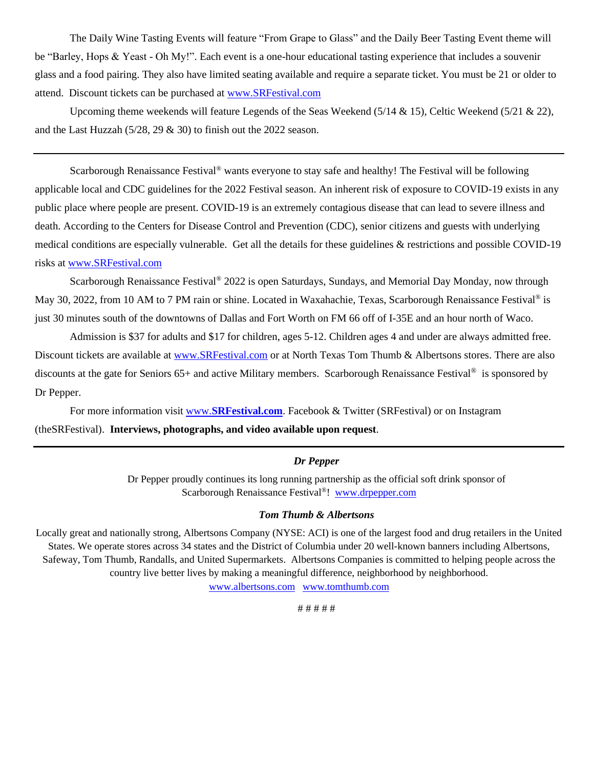The Daily Wine Tasting Events will feature "From Grape to Glass" and the Daily Beer Tasting Event theme will be "Barley, Hops & Yeast - Oh My!". Each event is a one-hour educational tasting experience that includes a souvenir glass and a food pairing. They also have limited seating available and require a separate ticket. You must be 21 or older to attend. Discount tickets can be purchased at www.SRFestival.com

Upcoming theme weekends will feature Legends of the Seas Weekend (5/14 & 15), Celtic Weekend (5/21 & 22), and the Last Huzzah (5/28, 29 & 30) to finish out the 2022 season.

---

Scarborough Renaissance Festival® wants everyone to stay safe and healthy! The Festival will be following applicable local and CDC guidelines for the 2022 Festival season. An inherent risk of exposure to COVID-19 exists in any public place where people are present. COVID-19 is an extremely contagious disease that can lead to severe illness and death. According to the Centers for Disease Control and Prevention (CDC), senior citizens and guests with underlying medical conditions are especially vulnerable. Get all the details for these guidelines & restrictions and possible COVID-19 risks at www.SRFestival.com

Scarborough Renaissance Festival® 2022 is open Saturdays, Sundays, and Memorial Day Monday, now through May 30, 2022, from 10 AM to 7 PM rain or shine. Located in Waxahachie, Texas, Scarborough Renaissance Festival® is just 30 minutes south of the downtowns of Dallas and Fort Worth on FM 66 off of I-35E and an hour north of Waco.

Admission is $37 for adults and $17 for children, ages 5-12. Children ages 4 and under are always admitted free. Discount tickets are available at www.SRFestival.com or at North Texas Tom Thumb & Albertsons stores. There are also discounts at the gate for Seniors 65+ and active Military members. Scarborough Renaissance Festival® is sponsored by Dr Pepper.

For more information visit www.**SRFestival.com**. Facebook & Twitter (SRFestival) or on Instagram (theSRFestival). **Interviews, photographs, and video available upon request**.

---

***Dr Pepper***

Dr Pepper proudly continues its long running partnership as the official soft drink sponsor of Scarborough Renaissance Festival®! www.drpepper.com

***Tom Thumb & Albertsons***

Locally great and nationally strong, Albertsons Company (NYSE: ACI) is one of the largest food and drug retailers in the United States. We operate stores across 34 states and the District of Columbia under 20 well-known banners including Albertsons, Safeway, Tom Thumb, Randalls, and United Supermarkets. Albertsons Companies is committed to helping people across the country live better lives by making a meaningful difference, neighborhood by neighborhood.

www.albertsons.com www.tomthumb.com

# # # # #